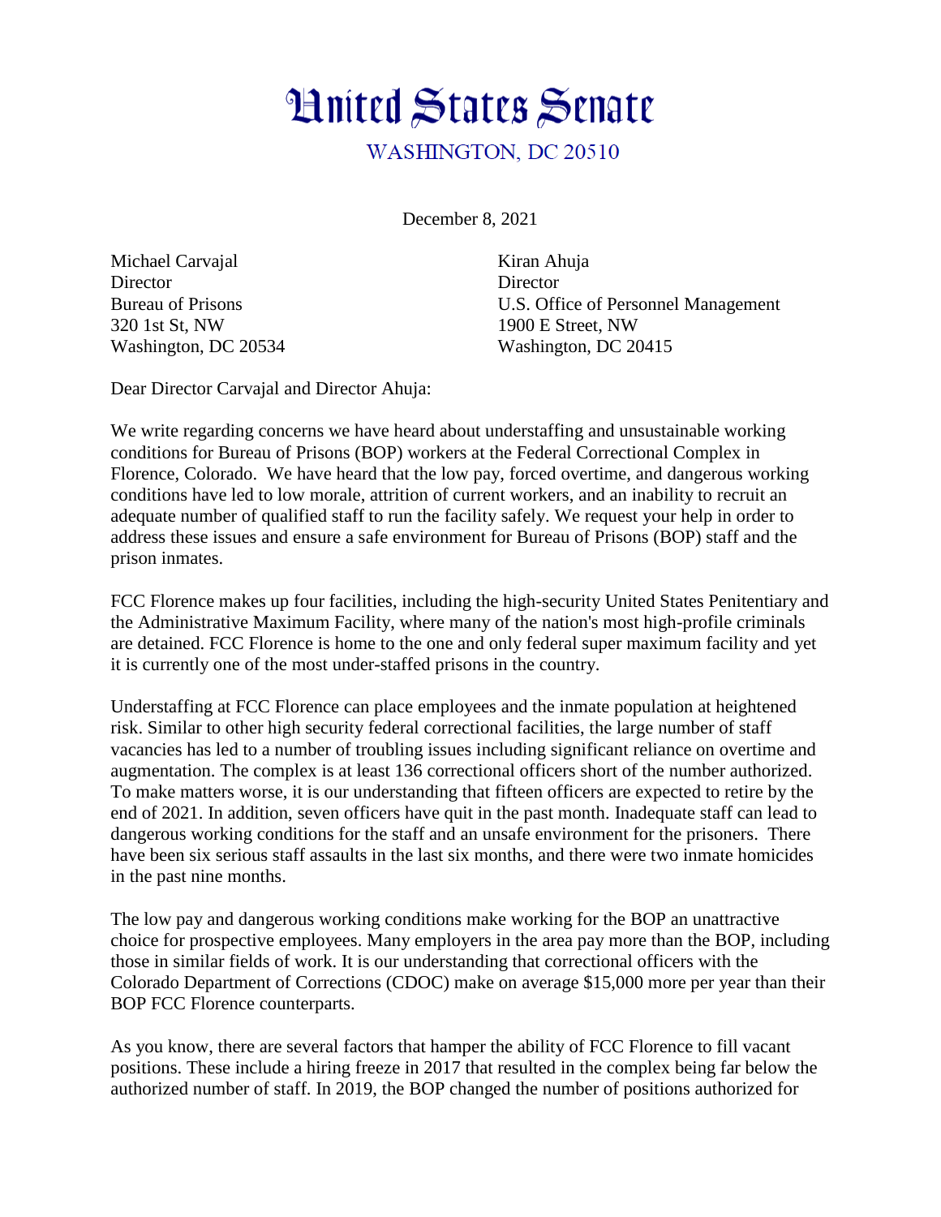# United States Senate

WASHINGTON, DC 20510

December 8, 2021

Michael Carvajal
Director
Bureau of Prisons
320 1st St, NW
Washington, DC 20534

Kiran Ahuja
Director
U.S. Office of Personnel Management
1900 E Street, NW
Washington, DC 20415

Dear Director Carvajal and Director Ahuja:

We write regarding concerns we have heard about understaffing and unsustainable working conditions for Bureau of Prisons (BOP) workers at the Federal Correctional Complex in Florence, Colorado. We have heard that the low pay, forced overtime, and dangerous working conditions have led to low morale, attrition of current workers, and an inability to recruit an adequate number of qualified staff to run the facility safely. We request your help in order to address these issues and ensure a safe environment for Bureau of Prisons (BOP) staff and the prison inmates.

FCC Florence makes up four facilities, including the high-security United States Penitentiary and the Administrative Maximum Facility, where many of the nation's most high-profile criminals are detained. FCC Florence is home to the one and only federal super maximum facility and yet it is currently one of the most under-staffed prisons in the country.

Understaffing at FCC Florence can place employees and the inmate population at heightened risk. Similar to other high security federal correctional facilities, the large number of staff vacancies has led to a number of troubling issues including significant reliance on overtime and augmentation. The complex is at least 136 correctional officers short of the number authorized. To make matters worse, it is our understanding that fifteen officers are expected to retire by the end of 2021. In addition, seven officers have quit in the past month. Inadequate staff can lead to dangerous working conditions for the staff and an unsafe environment for the prisoners. There have been six serious staff assaults in the last six months, and there were two inmate homicides in the past nine months.

The low pay and dangerous working conditions make working for the BOP an unattractive choice for prospective employees. Many employers in the area pay more than the BOP, including those in similar fields of work. It is our understanding that correctional officers with the Colorado Department of Corrections (CDOC) make on average $15,000 more per year than their BOP FCC Florence counterparts.

As you know, there are several factors that hamper the ability of FCC Florence to fill vacant positions. These include a hiring freeze in 2017 that resulted in the complex being far below the authorized number of staff. In 2019, the BOP changed the number of positions authorized for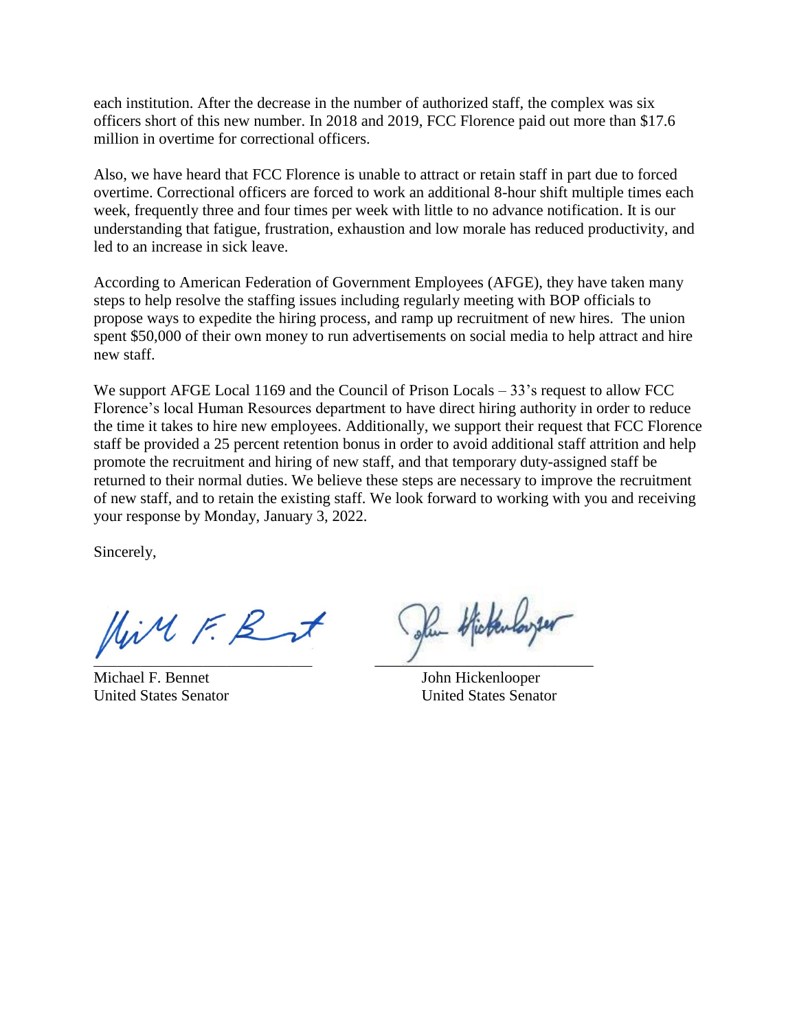each institution. After the decrease in the number of authorized staff, the complex was six officers short of this new number. In 2018 and 2019, FCC Florence paid out more than $17.6 million in overtime for correctional officers.

Also, we have heard that FCC Florence is unable to attract or retain staff in part due to forced overtime. Correctional officers are forced to work an additional 8-hour shift multiple times each week, frequently three and four times per week with little to no advance notification. It is our understanding that fatigue, frustration, exhaustion and low morale has reduced productivity, and led to an increase in sick leave.

According to American Federation of Government Employees (AFGE), they have taken many steps to help resolve the staffing issues including regularly meeting with BOP officials to propose ways to expedite the hiring process, and ramp up recruitment of new hires. The union spent $50,000 of their own money to run advertisements on social media to help attract and hire new staff.

We support AFGE Local 1169 and the Council of Prison Locals – 33's request to allow FCC Florence's local Human Resources department to have direct hiring authority in order to reduce the time it takes to hire new employees. Additionally, we support their request that FCC Florence staff be provided a 25 percent retention bonus in order to avoid additional staff attrition and help promote the recruitment and hiring of new staff, and that temporary duty-assigned staff be returned to their normal duties. We believe these steps are necessary to improve the recruitment of new staff, and to retain the existing staff. We look forward to working with you and receiving your response by Monday, January 3, 2022.

Sincerely,

Michael F. Bennet
United States Senator

John Hickenlooper
United States Senator